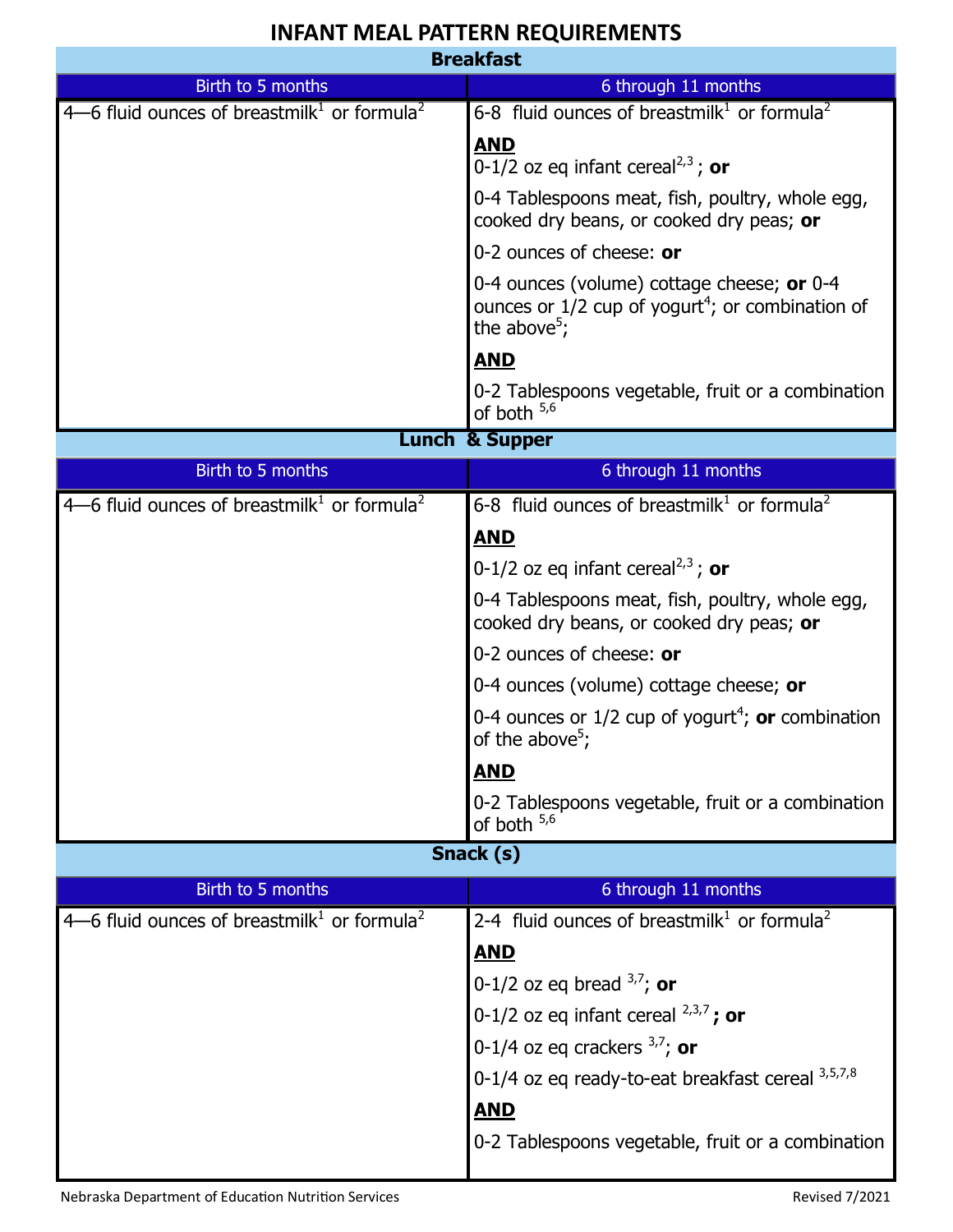# INFANT MEAL PATTERN REQUIREMENTS

## Breakfast

| Birth to 5 months | 6 through 11 months |
|---|---|
| 4—6 fluid ounces of breastmilk[1] or formula[2] | 6-8 fluid ounces of breastmilk[1] or formula[2]<br><br>**AND**<br><br>0-1/2 oz eq infant cereal[2,3] ; **or**<br><br>0-4 Tablespoons meat, fish, poultry, whole egg, cooked dry beans, or cooked dry peas; **or**<br><br>0-2 ounces of cheese: **or**<br><br>0-4 ounces (volume) cottage cheese; **or** 0-4 ounces or 1/2 cup of yogurt[4]; or combination of the above[5];<br><br>**AND**<br><br>0-2 Tablespoons vegetable, fruit or a combination of both [5,6] |

## Lunch & Supper

| Birth to 5 months | 6 through 11 months |
|---|---|
| 4—6 fluid ounces of breastmilk[1] or formula[2] | 6-8 fluid ounces of breastmilk[1] or formula[2]<br><br>**AND**<br><br>0-1/2 oz eq infant cereal[2,3] ; **or**<br><br>0-4 Tablespoons meat, fish, poultry, whole egg, cooked dry beans, or cooked dry peas; **or**<br><br>0-2 ounces of cheese: **or**<br><br>0-4 ounces (volume) cottage cheese; **or**<br><br>0-4 ounces or 1/2 cup of yogurt[4]; **or** combination of the above[5];<br><br>**AND**<br><br>0-2 Tablespoons vegetable, fruit or a combination of both [5,6] |

## Snack (s)

| Birth to 5 months | 6 through 11 months |
|---|---|
| 4—6 fluid ounces of breastmilk[1] or formula[2] | 2-4 fluid ounces of breastmilk[1] or formula[2]<br><br>**AND**<br><br>0-1/2 oz eq bread [3,7]; **or**<br><br>0-1/2 oz eq infant cereal [2,3,7] **; or**<br><br>0-1/4 oz eq crackers [3,7]; **or**<br><br>0-1/4 oz eq ready-to-eat breakfast cereal [3,5,7,8]<br><br>**AND**<br><br>0-2 Tablespoons vegetable, fruit or a combination |

Nebraska Department of Education Nutrition Services Revised 7/2021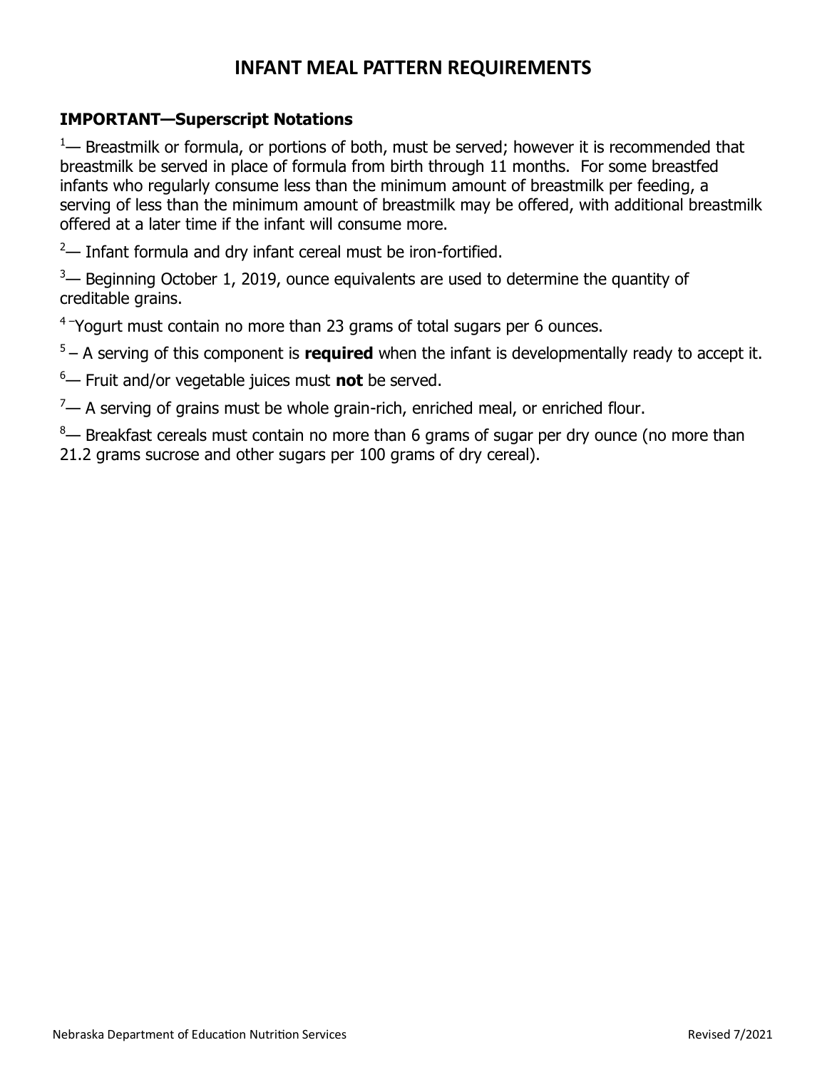# INFACT MEAL PATTERN REQUIREMENTS

## IMPORTANT—Superscript Notations

[1]— Breastmilk or formula, or portions of both, must be served; however it is recommended that breastmilk be served in place of formula from birth through 11 months. For some breastfed infants who regularly consume less than the minimum amount of breastmilk per feeding, a serving of less than the minimum amount of breastmilk may be offered, with additional breastmilk offered at a later time if the infant will consume more.

[2]— Infant formula and dry infant cereal must be iron-fortified.

[3]— Beginning October 1, 2019, ounce equivalents are used to determine the quantity of creditable grains.

[4] –Yogurt must contain no more than 23 grams of total sugars per 6 ounces.

[5] – A serving of this component is **required** when the infant is developmentally ready to accept it.

[6]— Fruit and/or vegetable juices must **not** be served.

[7]— A serving of grains must be whole grain-rich, enriched meal, or enriched flour.

[8]— Breakfast cereals must contain no more than 6 grams of sugar per dry ounce (no more than 21.2 grams sucrose and other sugars per 100 grams of dry cereal).

# INFANT MEAL PATTERN REQUIREMENTS

## IMPORTANT—Superscript Notations

[1]— Breastmilk or formula, or portions of both, must be served; however it is recommended that breastmilk be served in place of formula from birth through 11 months. For some breastfed infants who regularly consume less than the minimum amount of breastmilk per feeding, a serving of less than the minimum amount of breastmilk may be offered, with additional breastmilk offered at a later time if the infant will consume more.

[2]— Infant formula and dry infant cereal must be iron-fortified.

[3]— Beginning October 1, 2019, ounce equivalents are used to determine the quantity of creditable grains.

[4] –Yogurt must contain no more than 23 grams of total sugars per 6 ounces.

[5] – A serving of this component is **required** when the infant is developmentally ready to accept it.

[6]— Fruit and/or vegetable juices must **not** be served.

[7]— A serving of grains must be whole grain-rich, enriched meal, or enriched flour.

[8]— Breakfast cereals must contain no more than 6 grams of sugar per dry ounce (no more than 21.2 grams sucrose and other sugars per 100 grams of dry cereal).